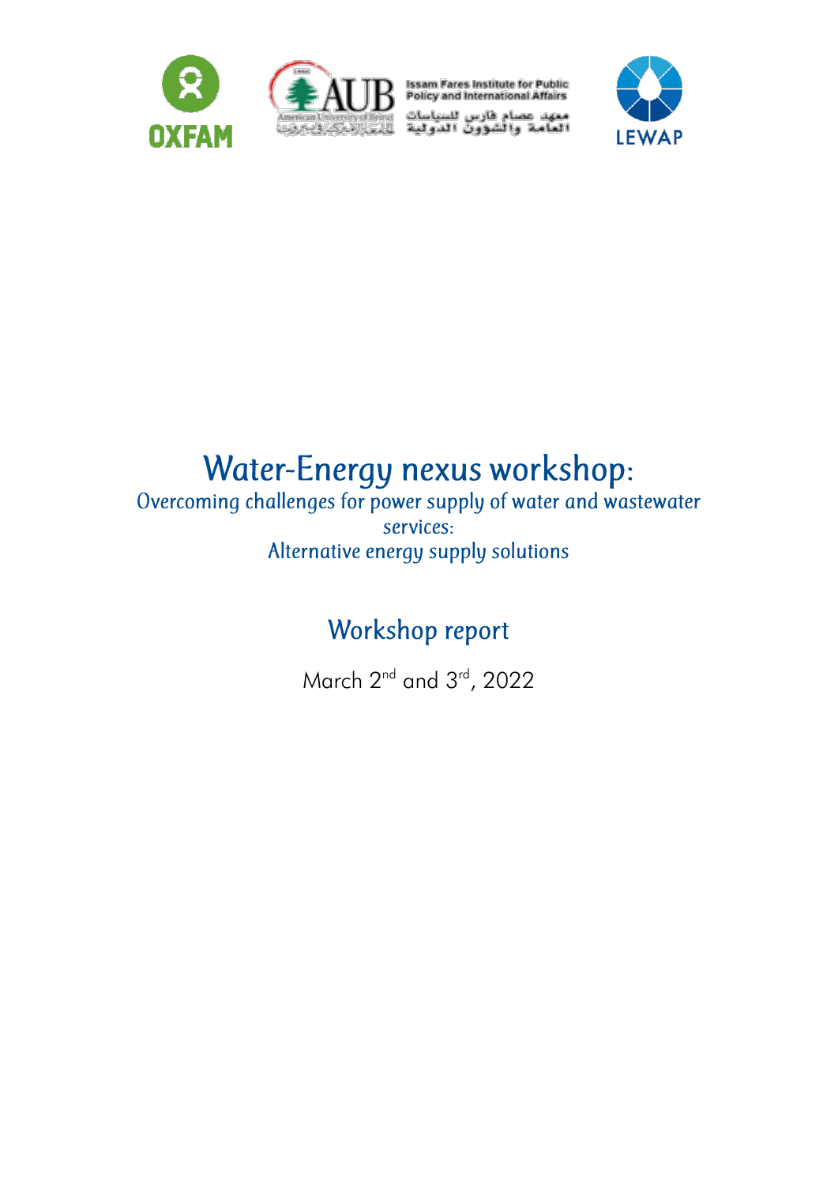# Water-Energy nexus workshop:

## Overcoming challenges for power supply of water and wastewater services:

## Alternative energy supply solutions

## Workshop report

March 2nd and 3rd, 2022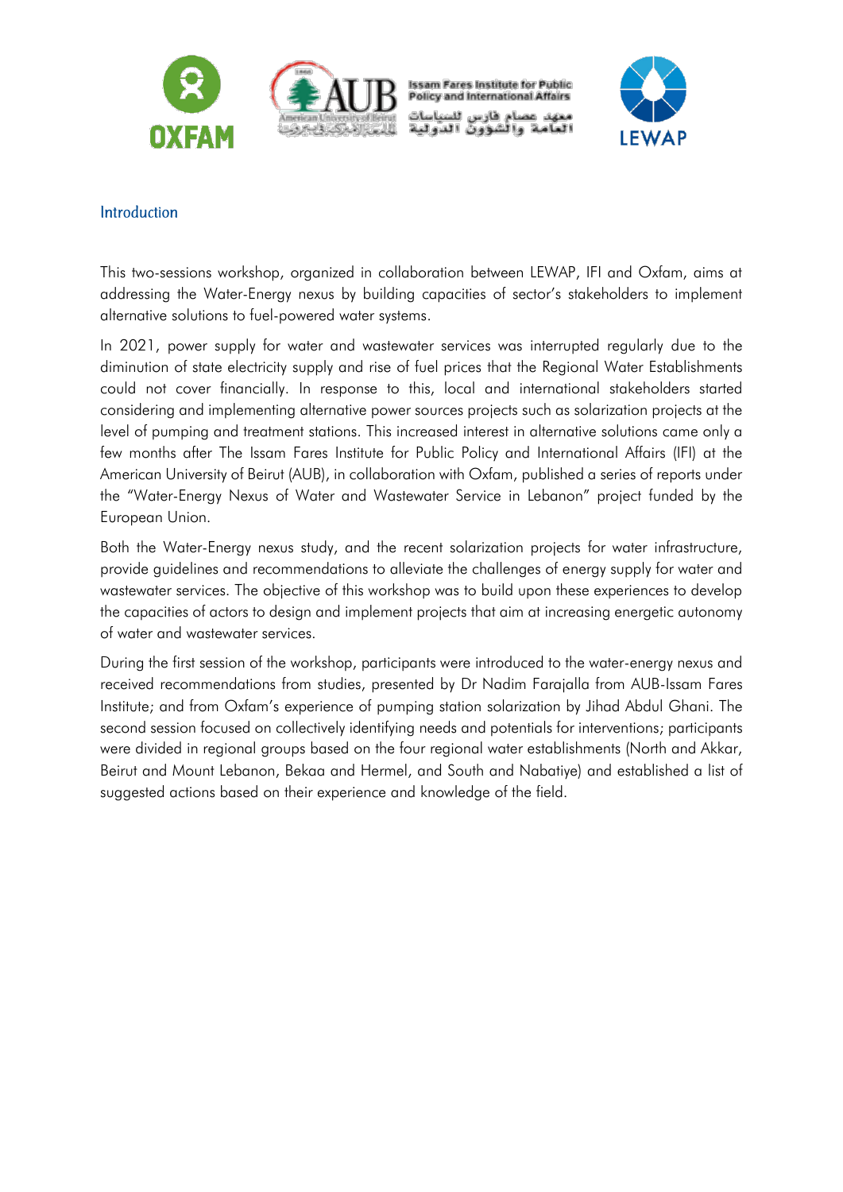## Introduction

This two-sessions workshop, organized in collaboration between LEWAP, IFI and Oxfam, aims at addressing the Water-Energy nexus by building capacities of sector's stakeholders to implement alternative solutions to fuel-powered water systems.

In 2021, power supply for water and wastewater services was interrupted regularly due to the diminution of state electricity supply and rise of fuel prices that the Regional Water Establishments could not cover financially. In response to this, local and international stakeholders started considering and implementing alternative power sources projects such as solarization projects at the level of pumping and treatment stations. This increased interest in alternative solutions came only a few months after The Issam Fares Institute for Public Policy and International Affairs (IFI) at the American University of Beirut (AUB), in collaboration with Oxfam, published a series of reports under the "Water-Energy Nexus of Water and Wastewater Service in Lebanon" project funded by the European Union.

Both the Water-Energy nexus study, and the recent solarization projects for water infrastructure, provide guidelines and recommendations to alleviate the challenges of energy supply for water and wastewater services. The objective of this workshop was to build upon these experiences to develop the capacities of actors to design and implement projects that aim at increasing energetic autonomy of water and wastewater services.

During the first session of the workshop, participants were introduced to the water-energy nexus and received recommendations from studies, presented by Dr Nadim Farajalla from AUB-Issam Fares Institute; and from Oxfam's experience of pumping station solarization by Jihad Abdul Ghani. The second session focused on collectively identifying needs and potentials for interventions; participants were divided in regional groups based on the four regional water establishments (North and Akkar, Beirut and Mount Lebanon, Bekaa and Hermel, and South and Nabatiye) and established a list of suggested actions based on their experience and knowledge of the field.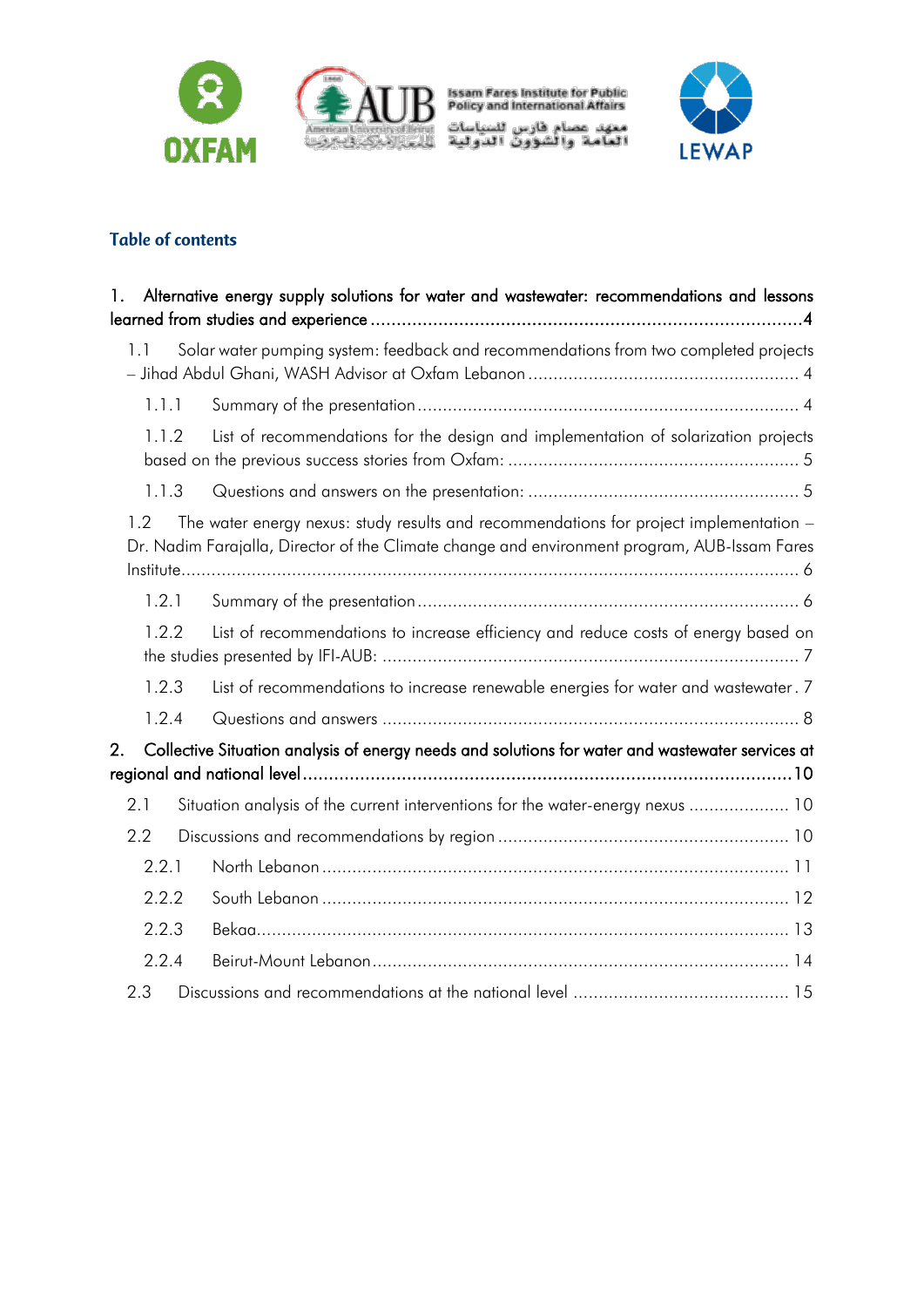## Table of contents

1. Alternative energy supply solutions for water and wastewater: recommendations and lessons learned from studies and experience ..... 4

   1.1 Solar water pumping system: feedback and recommendations from two completed projects – Jihad Abdul Ghani, WASH Advisor at Oxfam Lebanon ..... 4

      1.1.1 Summary of the presentation ..... 4

      1.1.2 List of recommendations for the design and implementation of solarization projects based on the previous success stories from Oxfam: ..... 5

      1.1.3 Questions and answers on the presentation: ..... 5

   1.2 The water energy nexus: study results and recommendations for project implementation – Dr. Nadim Farajalla, Director of the Climate change and environment program, AUB-Issam Fares Institute ..... 6

      1.2.1 Summary of the presentation ..... 6

      1.2.2 List of recommendations to increase efficiency and reduce costs of energy based on the studies presented by IFI-AUB: ..... 7

      1.2.3 List of recommendations to increase renewable energies for water and wastewater . 7

      1.2.4 Questions and answers ..... 8

2. Collective Situation analysis of energy needs and solutions for water and wastewater services at regional and national level ..... 10

   2.1 Situation analysis of the current interventions for the water-energy nexus ..... 10

   2.2 Discussions and recommendations by region ..... 10

      2.2.1 North Lebanon ..... 11

      2.2.2 South Lebanon ..... 12

      2.2.3 Bekaa ..... 13

      2.2.4 Beirut-Mount Lebanon ..... 14

   2.3 Discussions and recommendations at the national level ..... 15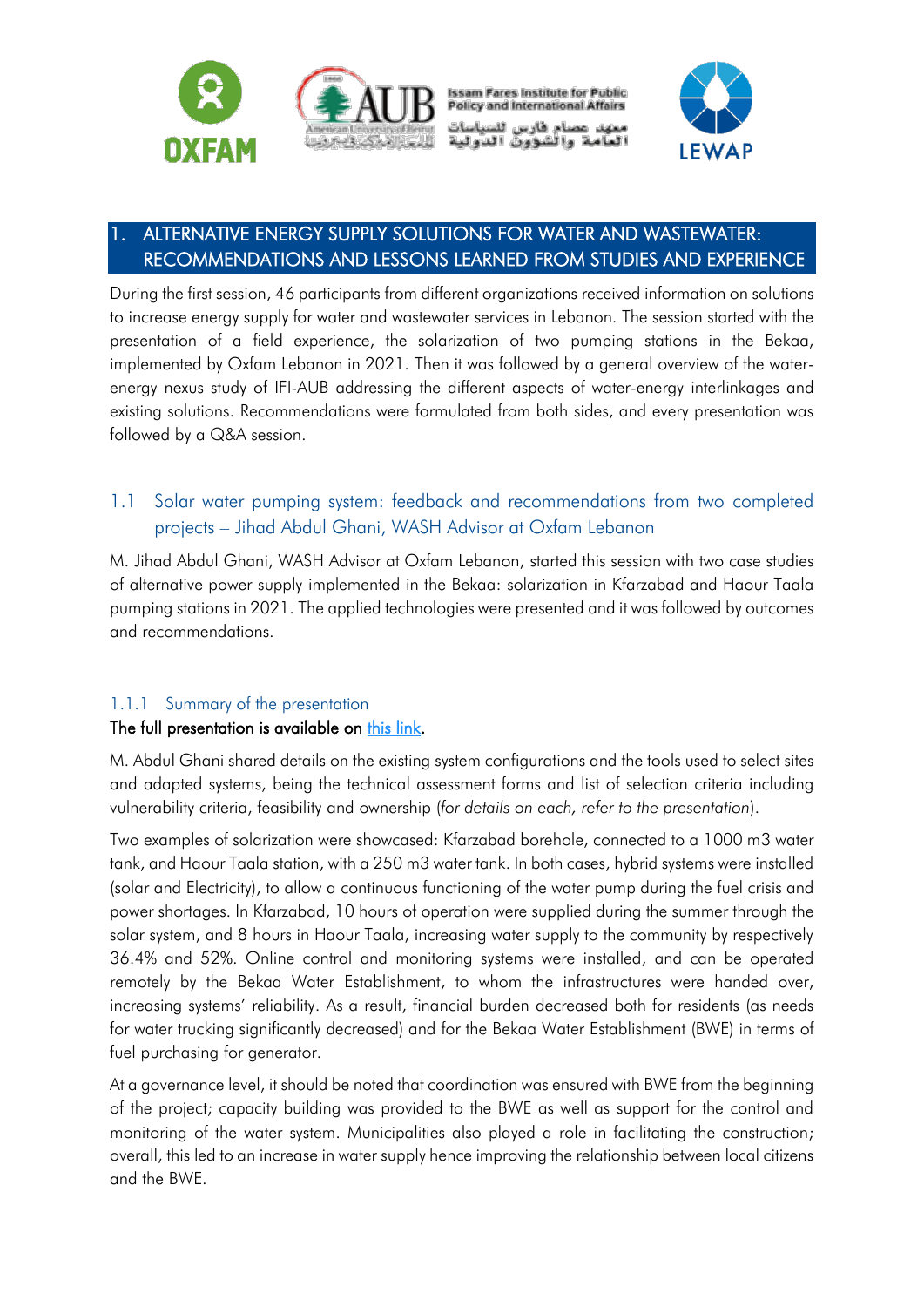# 1. ALTERNATIVE ENERGY SUPPLY SOLUTIONS FOR WATER AND WASTEWATER: RECOMMENDATIONS AND LESSONS LEARNED FROM STUDIES AND EXPERIENCE

During the first session, 46 participants from different organizations received information on solutions to increase energy supply for water and wastewater services in Lebanon. The session started with the presentation of a field experience, the solarization of two pumping stations in the Bekaa, implemented by Oxfam Lebanon in 2021. Then it was followed by a general overview of the water-energy nexus study of IFI-AUB addressing the different aspects of water-energy interlinkages and existing solutions. Recommendations were formulated from both sides, and every presentation was followed by a Q&A session.

## 1.1 Solar water pumping system: feedback and recommendations from two completed projects – Jihad Abdul Ghani, WASH Advisor at Oxfam Lebanon

M. Jihad Abdul Ghani, WASH Advisor at Oxfam Lebanon, started this session with two case studies of alternative power supply implemented in the Bekaa: solarization in Kfarzabad and Haour Taala pumping stations in 2021. The applied technologies were presented and it was followed by outcomes and recommendations.

### 1.1.1 Summary of the presentation

**The full presentation is available on this link.**

M. Abdul Ghani shared details on the existing system configurations and the tools used to select sites and adapted systems, being the technical assessment forms and list of selection criteria including vulnerability criteria, feasibility and ownership (*for details on each, refer to the presentation*).

Two examples of solarization were showcased: Kfarzabad borehole, connected to a 1000 m3 water tank, and Haour Taala station, with a 250 m3 water tank. In both cases, hybrid systems were installed (solar and Electricity), to allow a continuous functioning of the water pump during the fuel crisis and power shortages. In Kfarzabad, 10 hours of operation were supplied during the summer through the solar system, and 8 hours in Haour Taala, increasing water supply to the community by respectively 36.4% and 52%. Online control and monitoring systems were installed, and can be operated remotely by the Bekaa Water Establishment, to whom the infrastructures were handed over, increasing systems' reliability. As a result, financial burden decreased both for residents (as needs for water trucking significantly decreased) and for the Bekaa Water Establishment (BWE) in terms of fuel purchasing for generator.

At a governance level, it should be noted that coordination was ensured with BWE from the beginning of the project; capacity building was provided to the BWE as well as support for the control and monitoring of the water system. Municipalities also played a role in facilitating the construction; overall, this led to an increase in water supply hence improving the relationship between local citizens and the BWE.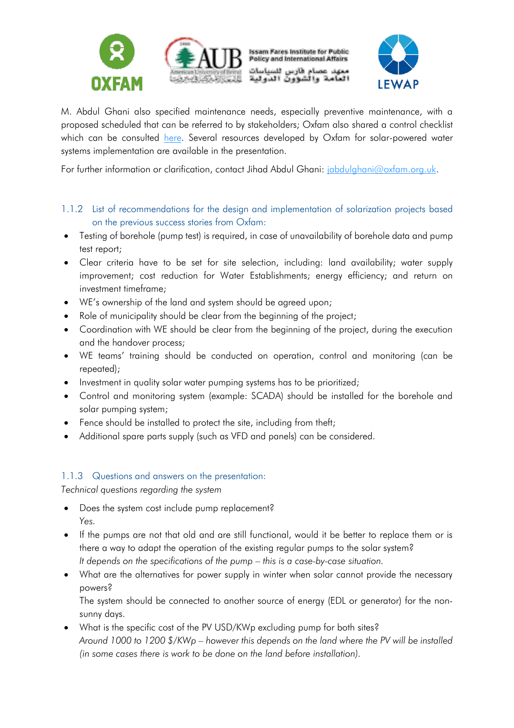M. Abdul Ghani also specified maintenance needs, especially preventive maintenance, with a proposed scheduled that can be referred to by stakeholders; Oxfam also shared a control checklist which can be consulted [here](). Several resources developed by Oxfam for solar-powered water systems implementation are available in the presentation.

For further information or clarification, contact Jihad Abdul Ghani: [jabdulghani@oxfam.org.uk](mailto:jabdulghani@oxfam.org.uk).

### 1.1.2 List of recommendations for the design and implementation of solarization projects based on the previous success stories from Oxfam:

- Testing of borehole (pump test) is required, in case of unavailability of borehole data and pump test report;
- Clear criteria have to be set for site selection, including: land availability; water supply improvement; cost reduction for Water Establishments; energy efficiency; and return on investment timeframe;
- WE's ownership of the land and system should be agreed upon;
- Role of municipality should be clear from the beginning of the project;
- Coordination with WE should be clear from the beginning of the project, during the execution and the handover process;
- WE teams' training should be conducted on operation, control and monitoring (can be repeated);
- Investment in quality solar water pumping systems has to be prioritized;
- Control and monitoring system (example: SCADA) should be installed for the borehole and solar pumping system;
- Fence should be installed to protect the site, including from theft;
- Additional spare parts supply (such as VFD and panels) can be considered.

### 1.1.3 Questions and answers on the presentation:

*Technical questions regarding the system*

- Does the system cost include pump replacement?
  Yes.
- If the pumps are not that old and are still functional, would it be better to replace them or is there a way to adapt the operation of the existing regular pumps to the solar system?
  *It depends on the specifications of the pump – this is a case-by-case situation.*
- What are the alternatives for power supply in winter when solar cannot provide the necessary powers?
  The system should be connected to another source of energy (EDL or generator) for the non-sunny days.
- What is the specific cost of the PV USD/KWp excluding pump for both sites?
  *Around 1000 to 1200 $/KWp – however this depends on the land where the PV will be installed (in some cases there is work to be done on the land before installation).*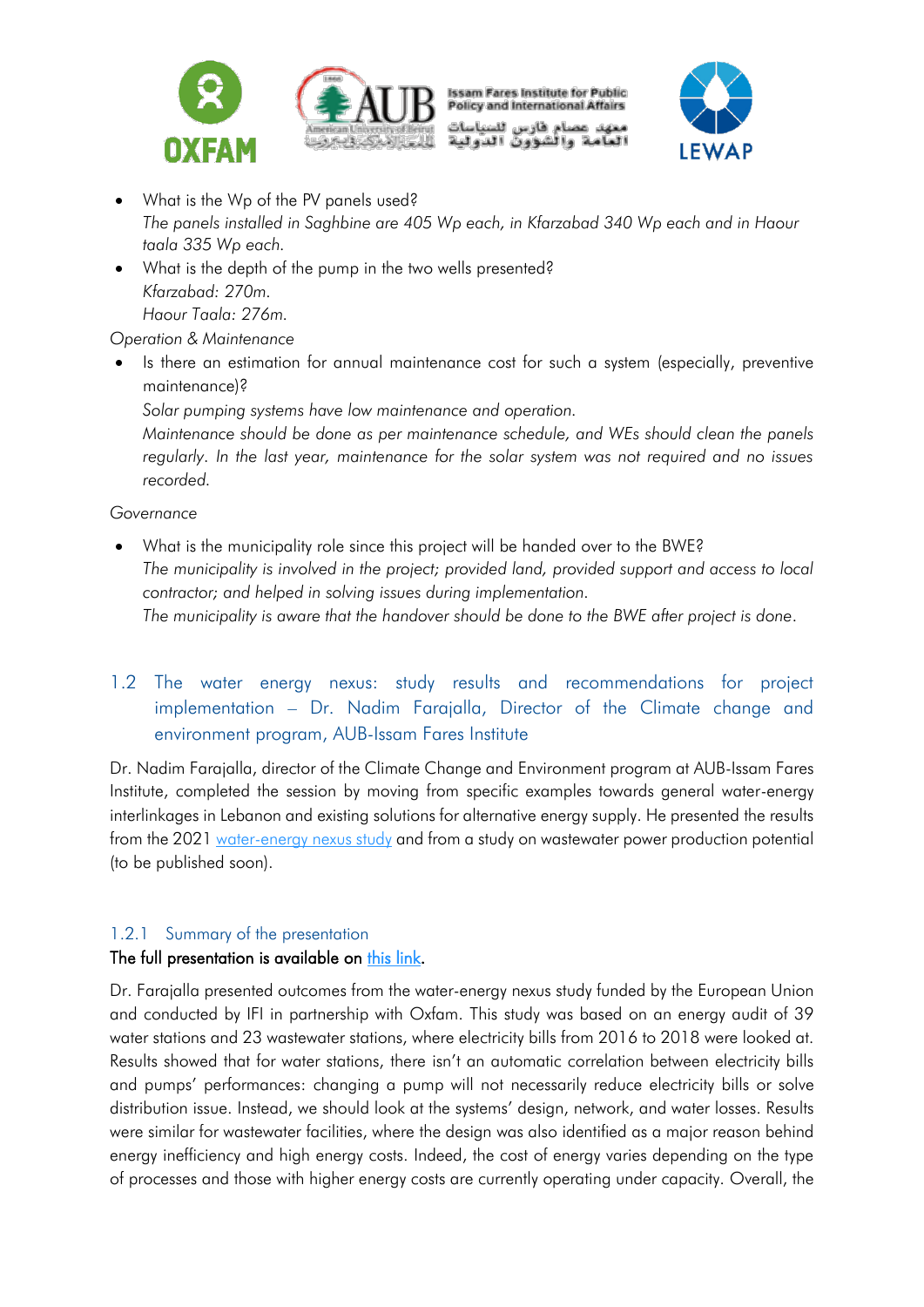- What is the Wp of the PV panels used?
  *The panels installed in Saghbine are 405 Wp each, in Kfarzabad 340 Wp each and in Haour taala 335 Wp each.*
- What is the depth of the pump in the two wells presented?
  *Kfarzabad: 270m.*
  *Haour Taala: 276m.*

*Operation & Maintenance*

- Is there an estimation for annual maintenance cost for such a system (especially, preventive maintenance)?
  *Solar pumping systems have low maintenance and operation.*
  *Maintenance should be done as per maintenance schedule, and WEs should clean the panels regularly. In the last year, maintenance for the solar system was not required and no issues recorded.*

*Governance*

- What is the municipality role since this project will be handed over to the BWE?
  *The municipality is involved in the project; provided land, provided support and access to local contractor; and helped in solving issues during implementation.*
  *The municipality is aware that the handover should be done to the BWE after project is done.*

## 1.2 The water energy nexus: study results and recommendations for project implementation – Dr. Nadim Farajalla, Director of the Climate change and environment program, AUB-Issam Fares Institute

Dr. Nadim Farajalla, director of the Climate Change and Environment program at AUB-Issam Fares Institute, completed the session by moving from specific examples towards general water-energy interlinkages in Lebanon and existing solutions for alternative energy supply. He presented the results from the 2021 water-energy nexus study and from a study on wastewater power production potential (to be published soon).

### 1.2.1 Summary of the presentation

**The full presentation is available on this link.**

Dr. Farajalla presented outcomes from the water-energy nexus study funded by the European Union and conducted by IFI in partnership with Oxfam. This study was based on an energy audit of 39 water stations and 23 wastewater stations, where electricity bills from 2016 to 2018 were looked at. Results showed that for water stations, there isn't an automatic correlation between electricity bills and pumps' performances: changing a pump will not necessarily reduce electricity bills or solve distribution issue. Instead, we should look at the systems' design, network, and water losses. Results were similar for wastewater facilities, where the design was also identified as a major reason behind energy inefficiency and high energy costs. Indeed, the cost of energy varies depending on the type of processes and those with higher energy costs are currently operating under capacity. Overall, the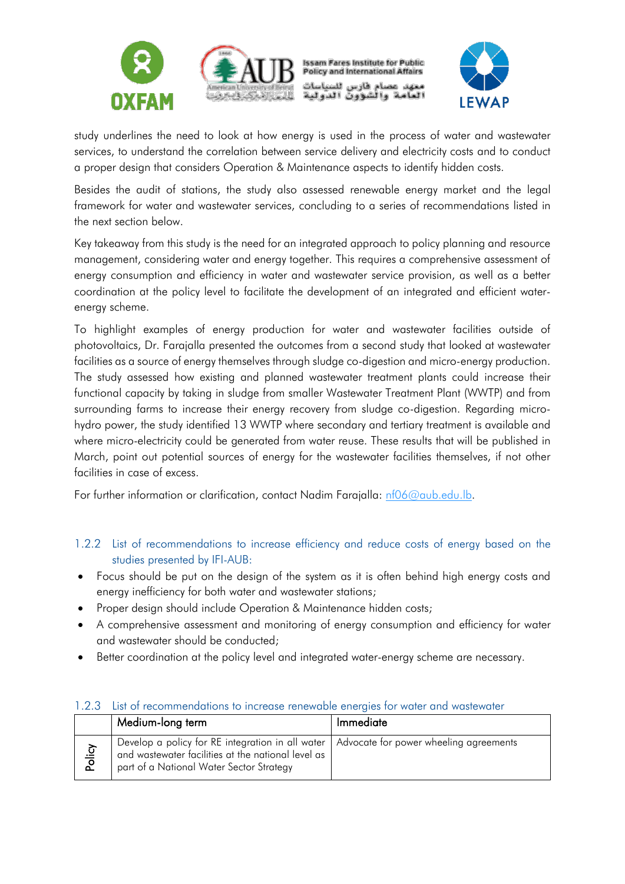study underlines the need to look at how energy is used in the process of water and wastewater services, to understand the correlation between service delivery and electricity costs and to conduct a proper design that considers Operation & Maintenance aspects to identify hidden costs.

Besides the audit of stations, the study also assessed renewable energy market and the legal framework for water and wastewater services, concluding to a series of recommendations listed in the next section below.

Key takeaway from this study is the need for an integrated approach to policy planning and resource management, considering water and energy together. This requires a comprehensive assessment of energy consumption and efficiency in water and wastewater service provision, as well as a better coordination at the policy level to facilitate the development of an integrated and efficient water-energy scheme.

To highlight examples of energy production for water and wastewater facilities outside of photovoltaics, Dr. Farajalla presented the outcomes from a second study that looked at wastewater facilities as a source of energy themselves through sludge co-digestion and micro-energy production. The study assessed how existing and planned wastewater treatment plants could increase their functional capacity by taking in sludge from smaller Wastewater Treatment Plant (WWTP) and from surrounding farms to increase their energy recovery from sludge co-digestion. Regarding micro-hydro power, the study identified 13 WWTP where secondary and tertiary treatment is available and where micro-electricity could be generated from water reuse. These results that will be published in March, point out potential sources of energy for the wastewater facilities themselves, if not other facilities in case of excess.

For further information or clarification, contact Nadim Farajalla: nf06@aub.edu.lb.

### 1.2.2 List of recommendations to increase efficiency and reduce costs of energy based on the studies presented by IFI-AUB:

- Focus should be put on the design of the system as it is often behind high energy costs and energy inefficiency for both water and wastewater stations;
- Proper design should include Operation & Maintenance hidden costs;
- A comprehensive assessment and monitoring of energy consumption and efficiency for water and wastewater should be conducted;
- Better coordination at the policy level and integrated water-energy scheme are necessary.

### 1.2.3 List of recommendations to increase renewable energies for water and wastewater

| | Medium-long term | Immediate |
|---|---|---|
| Policy | Develop a policy for RE integration in all water and wastewater facilities at the national level as part of a National Water Sector Strategy | Advocate for power wheeling agreements |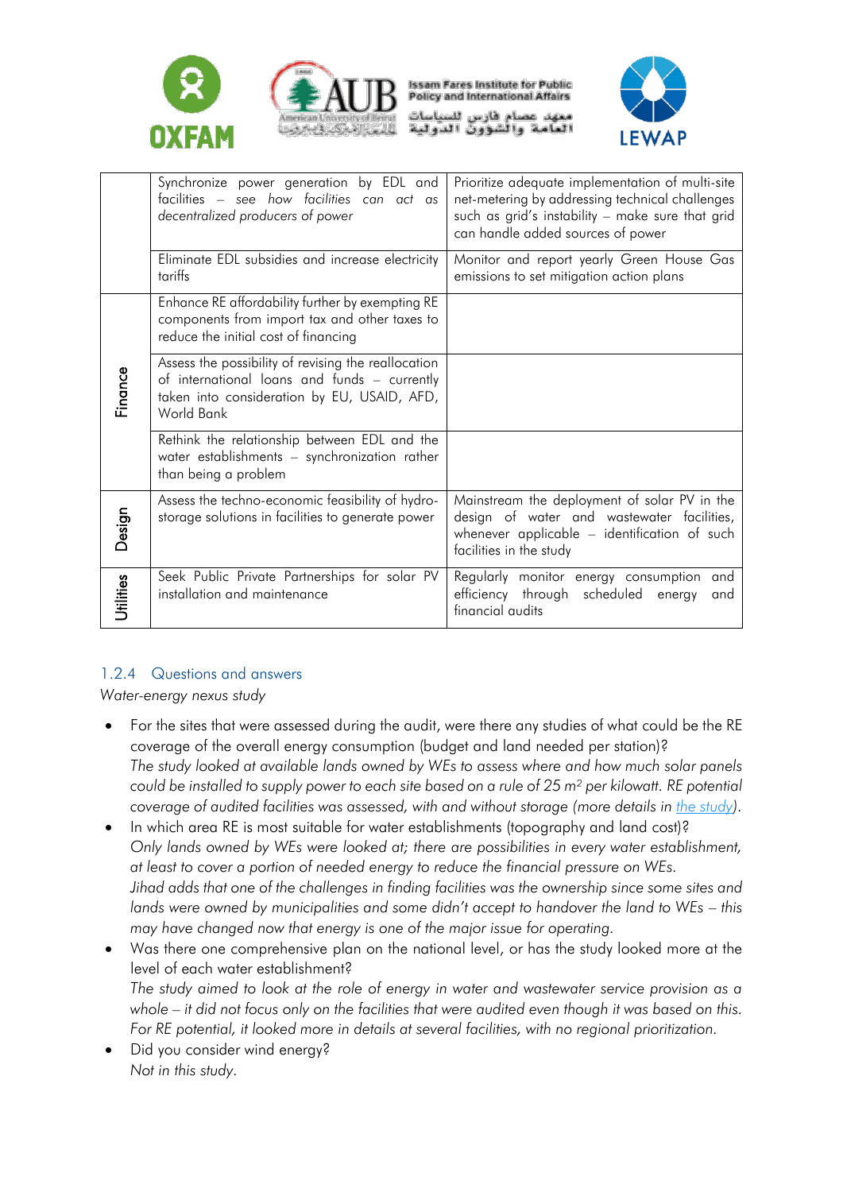| | | |
|---|---|---|
| | Synchronize power generation by EDL and facilities – *see how facilities can act as decentralized producers of power* | Prioritize adequate implementation of multi-site net-metering by addressing technical challenges such as grid's instability – make sure that grid can handle added sources of power |
| | Eliminate EDL subsidies and increase electricity tariffs | Monitor and report yearly Green House Gas emissions to set mitigation action plans |
| Finance | Enhance RE affordability further by exempting RE components from import tax and other taxes to reduce the initial cost of financing | |
| | Assess the possibility of revising the reallocation of international loans and funds – currently taken into consideration by EU, USAID, AFD, World Bank | |
| | Rethink the relationship between EDL and the water establishments – synchronization rather than being a problem | |
| Design | Assess the techno-economic feasibility of hydro-storage solutions in facilities to generate power | Mainstream the deployment of solar PV in the design of water and wastewater facilities, whenever applicable – identification of such facilities in the study |
| Utilities | Seek Public Private Partnerships for solar PV installation and maintenance | Regularly monitor energy consumption and efficiency through scheduled energy and financial audits |

### 1.2.4 Questions and answers

*Water-energy nexus study*

- For the sites that were assessed during the audit, were there any studies of what could be the RE coverage of the overall energy consumption (budget and land needed per station)?
  *The study looked at available lands owned by WEs to assess where and how much solar panels could be installed to supply power to each site based on a rule of 25 m² per kilowatt. RE potential coverage of audited facilities was assessed, with and without storage (more details in the study).*
- In which area RE is most suitable for water establishments (topography and land cost)?
  *Only lands owned by WEs were looked at; there are possibilities in every water establishment, at least to cover a portion of needed energy to reduce the financial pressure on WEs.*
  *Jihad adds that one of the challenges in finding facilities was the ownership since some sites and lands were owned by municipalities and some didn't accept to handover the land to WEs – this may have changed now that energy is one of the major issue for operating.*
- Was there one comprehensive plan on the national level, or has the study looked more at the level of each water establishment?
  *The study aimed to look at the role of energy in water and wastewater service provision as a whole – it did not focus only on the facilities that were audited even though it was based on this. For RE potential, it looked more in details at several facilities, with no regional prioritization.*
- Did you consider wind energy?
  *Not in this study.*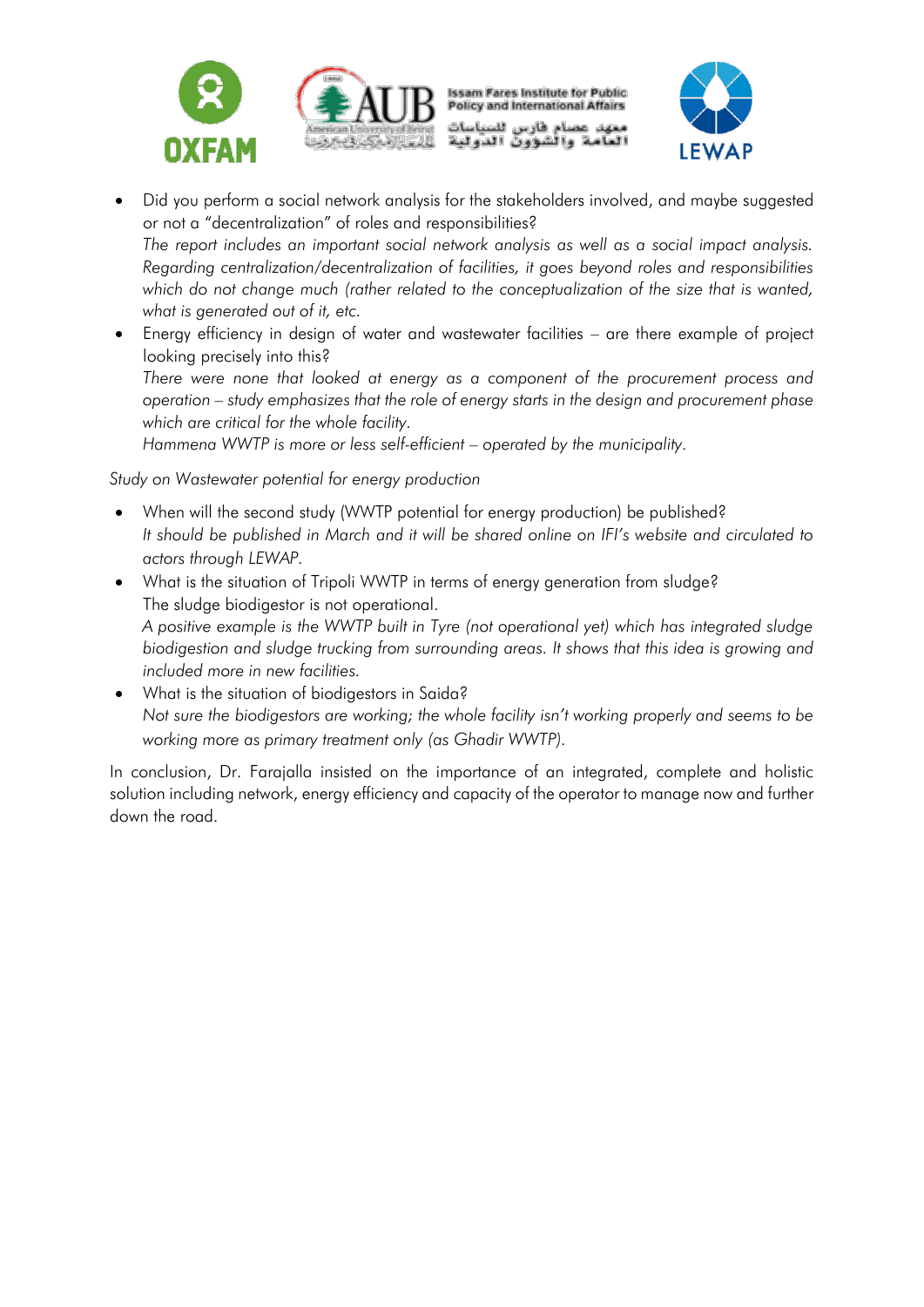- Did you perform a social network analysis for the stakeholders involved, and maybe suggested or not a "decentralization" of roles and responsibilities?
  *The report includes an important social network analysis as well as a social impact analysis. Regarding centralization/decentralization of facilities, it goes beyond roles and responsibilities which do not change much (rather related to the conceptualization of the size that is wanted, what is generated out of it, etc.*
- Energy efficiency in design of water and wastewater facilities – are there example of project looking precisely into this?
  *There were none that looked at energy as a component of the procurement process and operation – study emphasizes that the role of energy starts in the design and procurement phase which are critical for the whole facility.*
  *Hammena WWTP is more or less self-efficient – operated by the municipality.*

*Study on Wastewater potential for energy production*

- When will the second study (WWTP potential for energy production) be published?
  *It should be published in March and it will be shared online on IFI's website and circulated to actors through LEWAP.*
- What is the situation of Tripoli WWTP in terms of energy generation from sludge?
  The sludge biodigestor is not operational.
  *A positive example is the WWTP built in Tyre (not operational yet) which has integrated sludge biodigestion and sludge trucking from surrounding areas. It shows that this idea is growing and included more in new facilities.*
- What is the situation of biodigestors in Saida?
  *Not sure the biodigestors are working; the whole facility isn't working properly and seems to be working more as primary treatment only (as Ghadir WWTP).*

In conclusion, Dr. Farajalla insisted on the importance of an integrated, complete and holistic solution including network, energy efficiency and capacity of the operator to manage now and further down the road.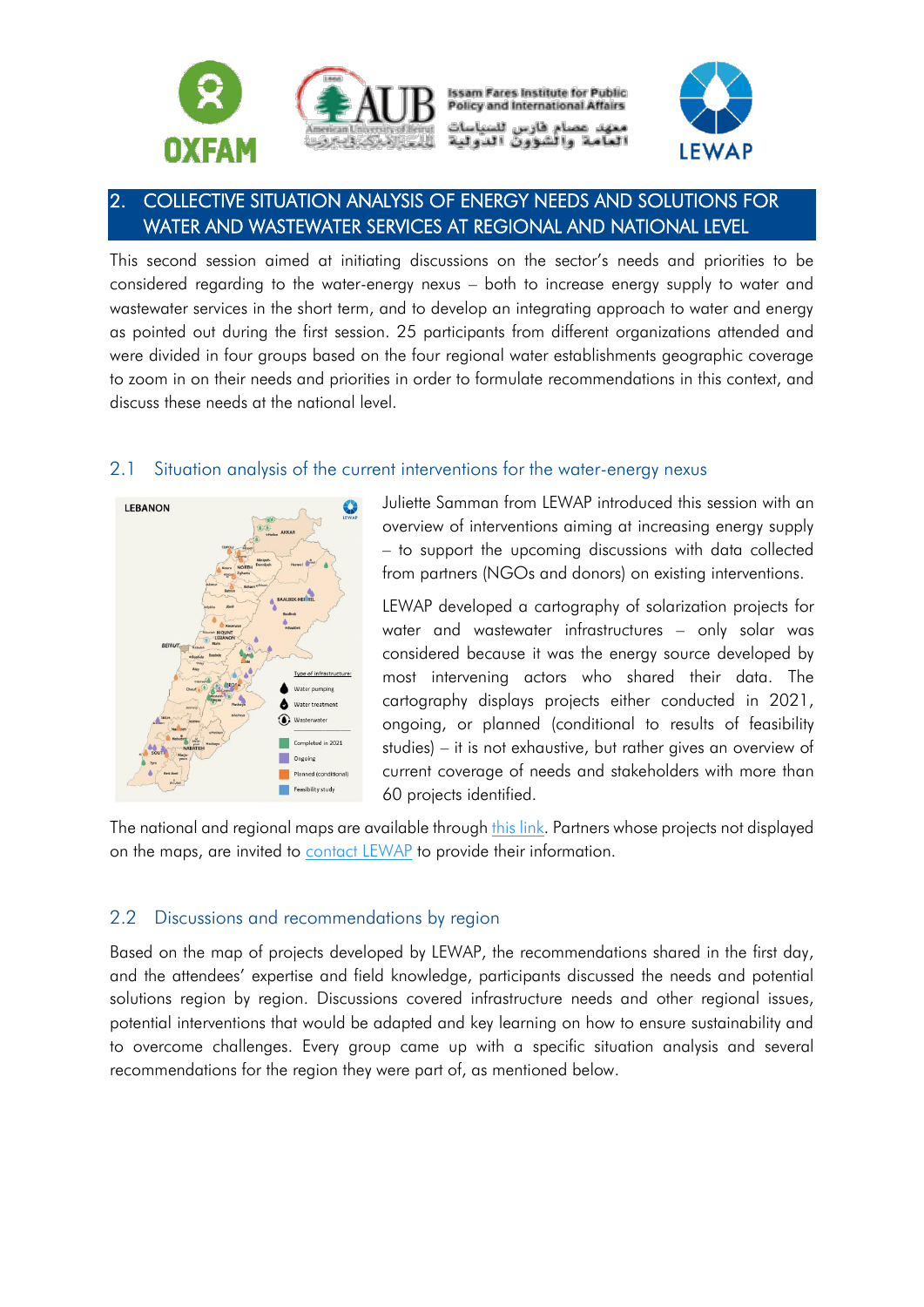## 2. COLLECTIVE SITUATION ANALYSIS OF ENERGY NEEDS AND SOLUTIONS FOR WATER AND WASTEWATER SERVICES AT REGIONAL AND NATIONAL LEVEL

This second session aimed at initiating discussions on the sector's needs and priorities to be considered regarding to the water-energy nexus – both to increase energy supply to water and wastewater services in the short term, and to develop an integrating approach to water and energy as pointed out during the first session. 25 participants from different organizations attended and were divided in four groups based on the four regional water establishments geographic coverage to zoom in on their needs and priorities in order to formulate recommendations in this context, and discuss these needs at the national level.

### 2.1 Situation analysis of the current interventions for the water-energy nexus

Juliette Samman from LEWAP introduced this session with an overview of interventions aiming at increasing energy supply – to support the upcoming discussions with data collected from partners (NGOs and donors) on existing interventions.

LEWAP developed a cartography of solarization projects for water and wastewater infrastructures – only solar was considered because it was the energy source developed by most intervening actors who shared their data. The cartography displays projects either conducted in 2021, ongoing, or planned (conditional to results of feasibility studies) – it is not exhaustive, but rather gives an overview of current coverage of needs and stakeholders with more than 60 projects identified.

The national and regional maps are available through this link. Partners whose projects not displayed on the maps, are invited to contact LEWAP to provide their information.

### 2.2 Discussions and recommendations by region

Based on the map of projects developed by LEWAP, the recommendations shared in the first day, and the attendees' expertise and field knowledge, participants discussed the needs and potential solutions region by region. Discussions covered infrastructure needs and other regional issues, potential interventions that would be adapted and key learning on how to ensure sustainability and to overcome challenges. Every group came up with a specific situation analysis and several recommendations for the region they were part of, as mentioned below.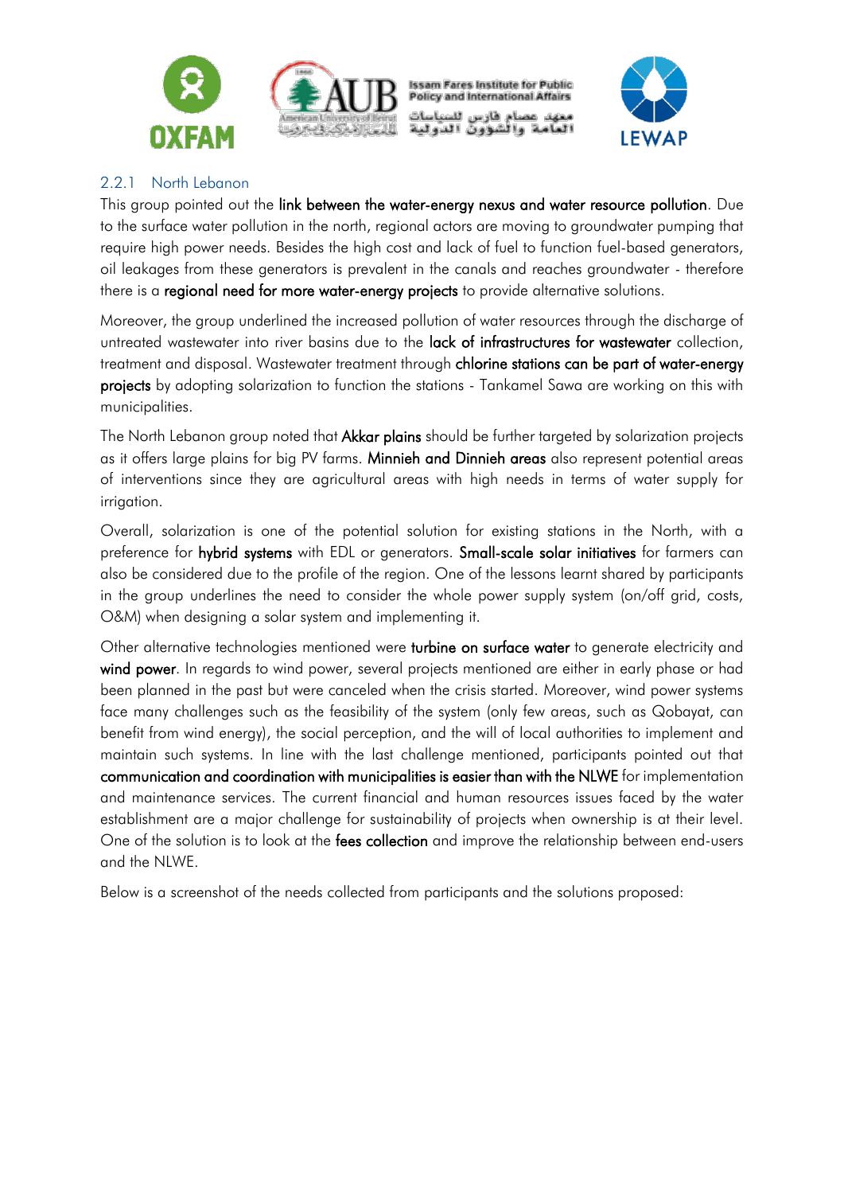### 2.2.1 North Lebanon

This group pointed out the **link between the water-energy nexus and water resource pollution**. Due to the surface water pollution in the north, regional actors are moving to groundwater pumping that require high power needs. Besides the high cost and lack of fuel to function fuel-based generators, oil leakages from these generators is prevalent in the canals and reaches groundwater - therefore there is a **regional need for more water-energy projects** to provide alternative solutions.

Moreover, the group underlined the increased pollution of water resources through the discharge of untreated wastewater into river basins due to the **lack of infrastructures for wastewater** collection, treatment and disposal. Wastewater treatment through **chlorine stations can be part of water-energy projects** by adopting solarization to function the stations - Tankamel Sawa are working on this with municipalities.

The North Lebanon group noted that **Akkar plains** should be further targeted by solarization projects as it offers large plains for big PV farms. **Minnieh and Dinnieh areas** also represent potential areas of interventions since they are agricultural areas with high needs in terms of water supply for irrigation.

Overall, solarization is one of the potential solution for existing stations in the North, with a preference for **hybrid systems** with EDL or generators. **Small-scale solar initiatives** for farmers can also be considered due to the profile of the region. One of the lessons learnt shared by participants in the group underlines the need to consider the whole power supply system (on/off grid, costs, O&M) when designing a solar system and implementing it.

Other alternative technologies mentioned were **turbine on surface water** to generate electricity and **wind power**. In regards to wind power, several projects mentioned are either in early phase or had been planned in the past but were canceled when the crisis started. Moreover, wind power systems face many challenges such as the feasibility of the system (only few areas, such as Qobayat, can benefit from wind energy), the social perception, and the will of local authorities to implement and maintain such systems. In line with the last challenge mentioned, participants pointed out that **communication and coordination with municipalities is easier than with the NLWE** for implementation and maintenance services. The current financial and human resources issues faced by the water establishment are a major challenge for sustainability of projects when ownership is at their level. One of the solution is to look at the **fees collection** and improve the relationship between end-users and the NLWE.

Below is a screenshot of the needs collected from participants and the solutions proposed: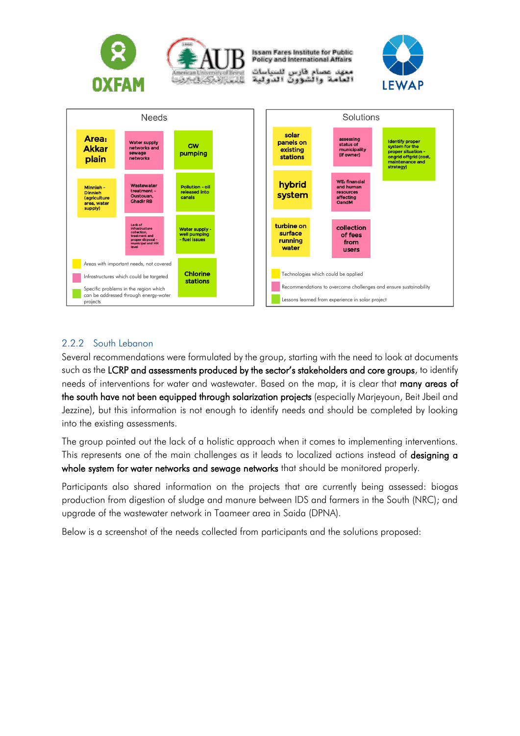Needs

| | | |
|---|---|---|
| **Area: Akkar plain** | Water supply networks and sewage networks | GW pumping |
| Minnieh - Dinnieh (agriculture area, water supply) | Wastewater treatment - Oustouan, Ghadir RB | Pollution - oil released into canals |
| | Lack of infrastructure collection, treatment and proper disposal - municipal and HH level | Water supply - well pumping - fuel issues |
| | | Chlorine stations |

- Yellow: Areas with important needs, not covered
- Pink: Infrastructures which could be targeted
- Green: Specific problems in the region which can be addressed through energy-water projects

Solutions

| | | |
|---|---|---|
| solar panels on existing stations | assessing status of municipality (if owner) | Identify proper system for the proper situation - ongrid offgrid (cost, maintenance and strategy) |
| **hybrid system** | WE: financial and human resources affecting OandM | |
| turbine on surface running water | collection of fees from users | |

- Yellow: Technologies which could be applied
- Pink: Recommendations to overcome challenges and ensure sustainability
- Green: Lessons learned from experience in solar project

### 2.2.2 South Lebanon

Several recommendations were formulated by the group, starting with the need to look at documents such as the **LCRP and assessments produced by the sector's stakeholders and core groups**, to identify needs of interventions for water and wastewater. Based on the map, it is clear that **many areas of the south have not been equipped through solarization projects** (especially Marjeyoun, Beit Jbeil and Jezzine), but this information is not enough to identify needs and should be completed by looking into the existing assessments.

The group pointed out the lack of a holistic approach when it comes to implementing interventions. This represents one of the main challenges as it leads to localized actions instead of **designing a whole system for water networks and sewage networks** that should be monitored properly.

Participants also shared information on the projects that are currently being assessed: biogas production from digestion of sludge and manure between IDS and farmers in the South (NRC); and upgrade of the wastewater network in Taameer area in Saida (DPNA).

Below is a screenshot of the needs collected from participants and the solutions proposed: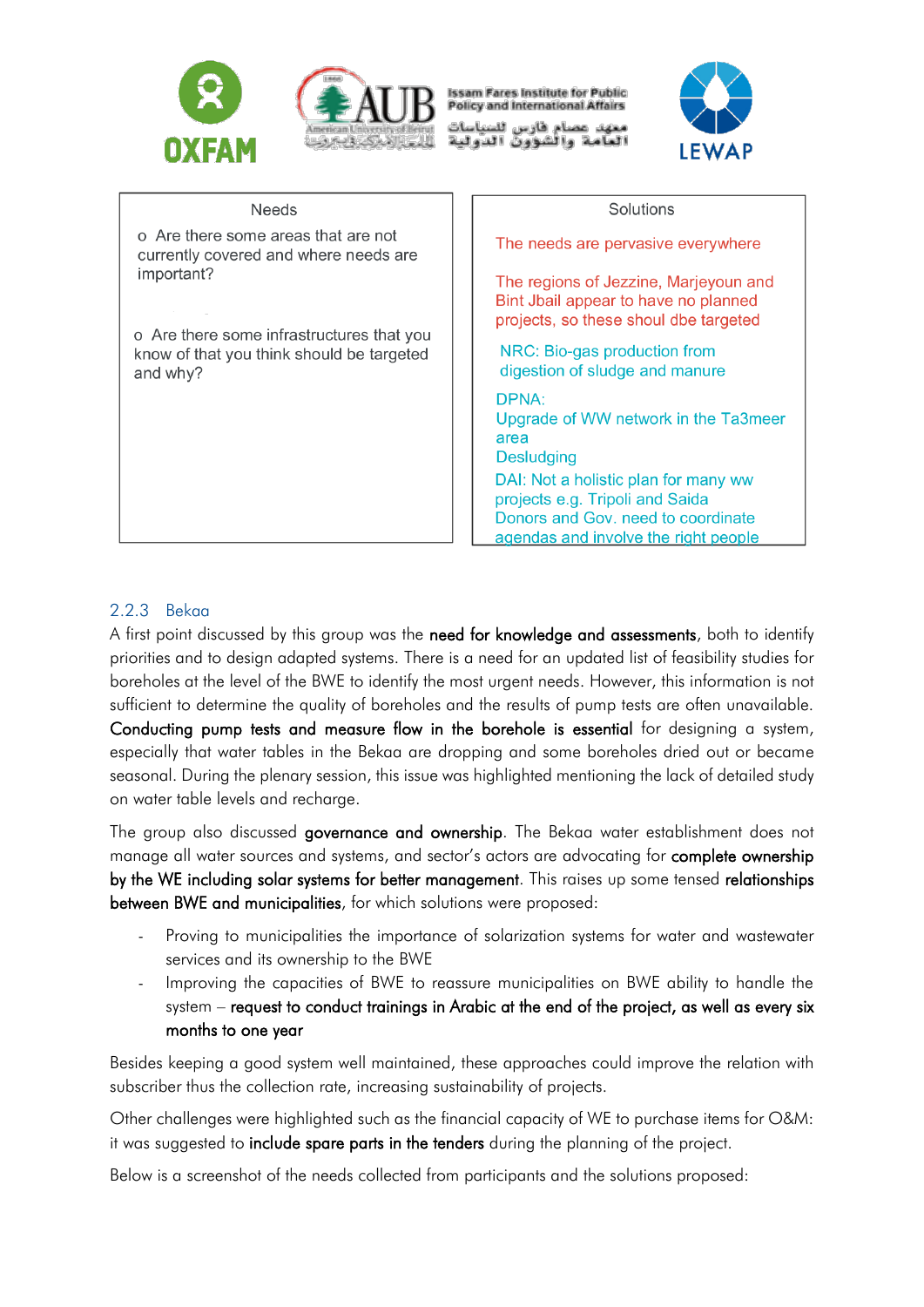| Needs | Solutions |
| --- | --- |
| o Are there some areas that are not currently covered and where needs are important?<br><br>o Are there some infrastructures that you know of that you think should be targeted and why? | The needs are pervasive everywhere<br><br>The regions of Jezzine, Marjeyoun and Bint Jbail appear to have no planned projects, so these shoul dbe targeted<br><br>NRC: Bio-gas production from digestion of sludge and manure<br><br>DPNA:<br>Upgrade of WW network in the Ta3meer area<br>Desludging<br>DAI: Not a holistic plan for many ww projects e.g. Tripoli and Saida<br>Donors and Gov. need to coordinate agendas and involve the right people |

### 2.2.3 Bekaa

A first point discussed by this group was the **need for knowledge and assessments**, both to identify priorities and to design adapted systems. There is a need for an updated list of feasibility studies for boreholes at the level of the BWE to identify the most urgent needs. However, this information is not sufficient to determine the quality of boreholes and the results of pump tests are often unavailable. **Conducting pump tests and measure flow in the borehole is essential** for designing a system, especially that water tables in the Bekaa are dropping and some boreholes dried out or became seasonal. During the plenary session, this issue was highlighted mentioning the lack of detailed study on water table levels and recharge.

The group also discussed **governance and ownership**. The Bekaa water establishment does not manage all water sources and systems, and sector's actors are advocating for **complete ownership by the WE including solar systems for better management**. This raises up some tensed **relationships between BWE and municipalities**, for which solutions were proposed:

- Proving to municipalities the importance of solarization systems for water and wastewater services and its ownership to the BWE
- Improving the capacities of BWE to reassure municipalities on BWE ability to handle the system – **request to conduct trainings in Arabic at the end of the project, as well as every six months to one year**

Besides keeping a good system well maintained, these approaches could improve the relation with subscriber thus the collection rate, increasing sustainability of projects.

Other challenges were highlighted such as the financial capacity of WE to purchase items for O&M: it was suggested to **include spare parts in the tenders** during the planning of the project.

Below is a screenshot of the needs collected from participants and the solutions proposed: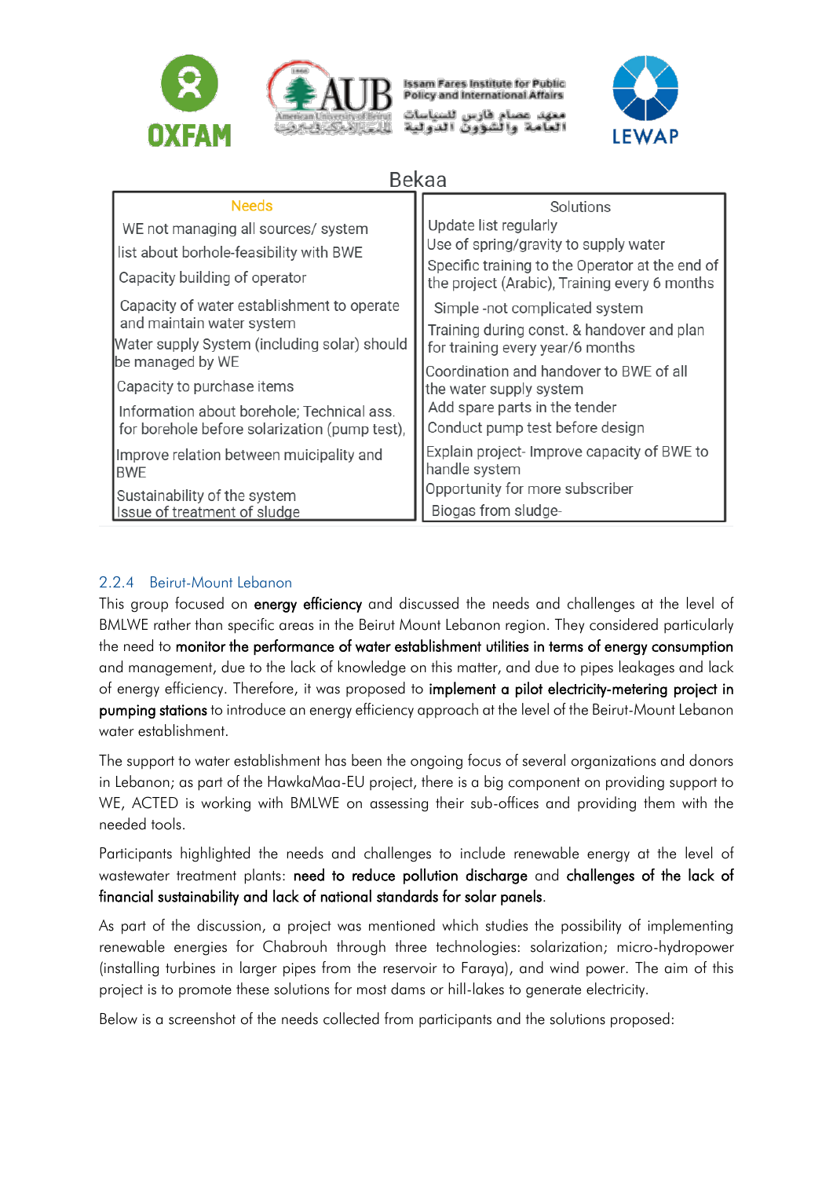Bekaa

| Needs | Solutions |
| --- | --- |
| WE not managing all sources/ system | Update list regularly |
| list about borhole-feasibility with BWE | Use of spring/gravity to supply water |
| Capacity building of operator | Specific training to the Operator at the end of the project (Arabic), Training every 6 months |
| Capacity of water establishment to operate and maintain water system | Simple -not complicated system |
|  | Training during const. & handover and plan for training every year/6 months |
| Water supply System (including solar) should be managed by WE | Coordination and handover to BWE of all the water supply system |
| Capacity to purchase items | Add spare parts in the tender |
| Information about borehole; Technical ass. for borehole before solarization (pump test), | Conduct pump test before design |
| Improve relation between muicipality and BWE | Explain project- Improve capacity of BWE to handle system |
| Sustainability of the system | Opportunity for more subscriber |
| Issue of treatment of sludge | Biogas from sludge- |

### 2.2.4 Beirut-Mount Lebanon

This group focused on **energy efficiency** and discussed the needs and challenges at the level of BMLWE rather than specific areas in the Beirut Mount Lebanon region. They considered particularly the need to **monitor the performance of water establishment utilities in terms of energy consumption** and management, due to the lack of knowledge on this matter, and due to pipes leakages and lack of energy efficiency. Therefore, it was proposed to **implement a pilot electricity-metering project in pumping stations** to introduce an energy efficiency approach at the level of the Beirut-Mount Lebanon water establishment.

The support to water establishment has been the ongoing focus of several organizations and donors in Lebanon; as part of the HawkaMaa-EU project, there is a big component on providing support to WE, ACTED is working with BMLWE on assessing their sub-offices and providing them with the needed tools.

Participants highlighted the needs and challenges to include renewable energy at the level of wastewater treatment plants: **need to reduce pollution discharge** and **challenges of the lack of financial sustainability and lack of national standards for solar panels**.

As part of the discussion, a project was mentioned which studies the possibility of implementing renewable energies for Chabrouh through three technologies: solarization; micro-hydropower (installing turbines in larger pipes from the reservoir to Faraya), and wind power. The aim of this project is to promote these solutions for most dams or hill-lakes to generate electricity.

Below is a screenshot of the needs collected from participants and the solutions proposed: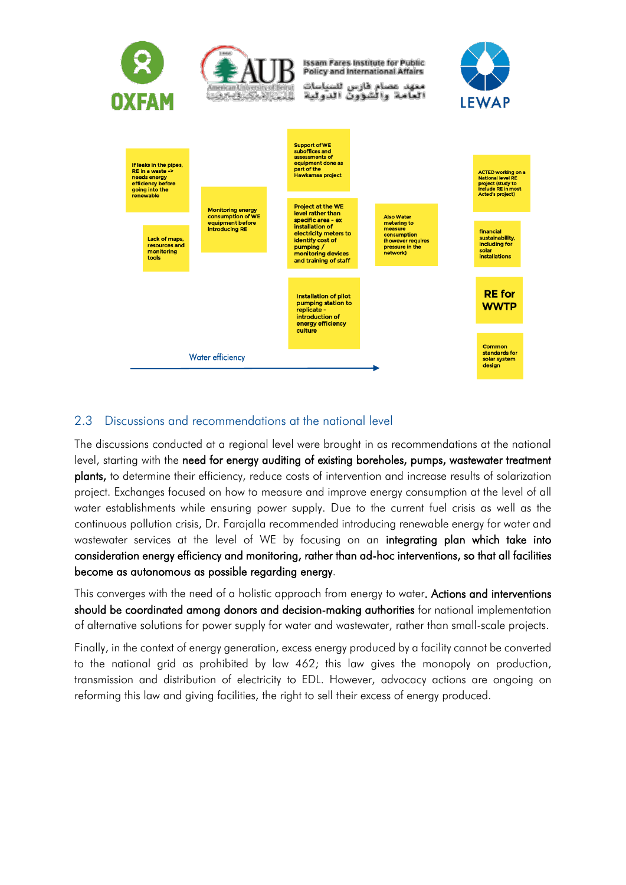OXFAM

AUB American University of Beirut

Issam Fares Institute for Public Policy and International Affairs

معهد عصام فارس للسياسات العامة والشؤون الدولية

LEWAP

If leaks in the pipes, RE in a waste -> needs energy efficiency before going into the renewable

Lack of maps, resources and monitoring tools

Monitoring energy consumption of WE equipment before introducing RE

Support of WE suboffices and assessments of equipment done as part of the Hawkamaa project

Project at the WE level rather than specific area - ex installation of electricity meters to identify cost of pumping / monitoring devices and training of staff

Installation of pilot pumping station to replicate - introduction of energy efficiency culture

Also Water metering to measure consumption (however requires pressure in the network)

ACTED working on a National level RE project (study to include RE in most Acted's project)

financial sustainability, including for solar installations

RE for WWTP

Common standards for solar system design

Water efficiency

## 2.3 Discussions and recommendations at the national level

The discussions conducted at a regional level were brought in as recommendations at the national level, starting with the **need for energy auditing of existing boreholes, pumps, wastewater treatment plants,** to determine their efficiency, reduce costs of intervention and increase results of solarization project. Exchanges focused on how to measure and improve energy consumption at the level of all water establishments while ensuring power supply. Due to the current fuel crisis as well as the continuous pollution crisis, Dr. Farajalla recommended introducing renewable energy for water and wastewater services at the level of WE by focusing on an **integrating plan which take into consideration energy efficiency and monitoring, rather than ad-hoc interventions, so that all facilities become as autonomous as possible regarding energy**.

This converges with the need of a holistic approach from energy to water**. Actions and interventions should be coordinated among donors and decision-making authorities** for national implementation of alternative solutions for power supply for water and wastewater, rather than small-scale projects.

Finally, in the context of energy generation, excess energy produced by a facility cannot be converted to the national grid as prohibited by law 462; this law gives the monopoly on production, transmission and distribution of electricity to EDL. However, advocacy actions are ongoing on reforming this law and giving facilities, the right to sell their excess of energy produced.